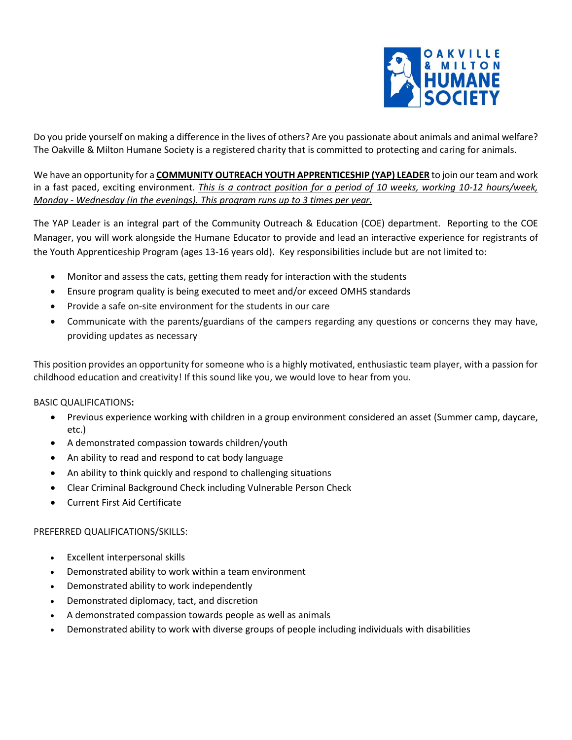Do you pride yourself on making a difference in the lives of others? Are you passionate about animals and animal welfare? The Oakville & Milton Humane Society is a registered charity that is committed to protecting and caring for animals.

We have an opportunity for a **COMMUNITY OUTREACH YOUTH APPRENTICESHIP (YAP) LEADER** to join our team and work in a fast paced, exciting environment. *This is a contract position for a period of 10 weeks, working 10-12 hours/week, Monday - Wednesday (in the evenings). This program runs up to 3 times per year.*

The YAP Leader is an integral part of the Community Outreach & Education (COE) department. Reporting to the COE Manager, you will work alongside the Humane Educator to provide and lead an interactive experience for registrants of the Youth Apprenticeship Program (ages 13-16 years old). Key responsibilities include but are not limited to:

- Monitor and assess the cats, getting them ready for interaction with the students
- Ensure program quality is being executed to meet and/or exceed OMHS standards
- Provide a safe on-site environment for the students in our care
- Communicate with the parents/guardians of the campers regarding any questions or concerns they may have, providing updates as necessary

This position provides an opportunity for someone who is a highly motivated, enthusiastic team player, with a passion for childhood education and creativity! If this sound like you, we would love to hear from you.

BASIC QUALIFICATIONS**:**

- Previous experience working with children in a group environment considered an asset (Summer camp, daycare, etc.)
- A demonstrated compassion towards children/youth
- An ability to read and respond to cat body language
- An ability to think quickly and respond to challenging situations
- Clear Criminal Background Check including Vulnerable Person Check
- Current First Aid Certificate

PREFERRED QUALIFICATIONS/SKILLS:

- Excellent interpersonal skills
- Demonstrated ability to work within a team environment
- Demonstrated ability to work independently
- Demonstrated diplomacy, tact, and discretion
- A demonstrated compassion towards people as well as animals
- Demonstrated ability to work with diverse groups of people including individuals with disabilities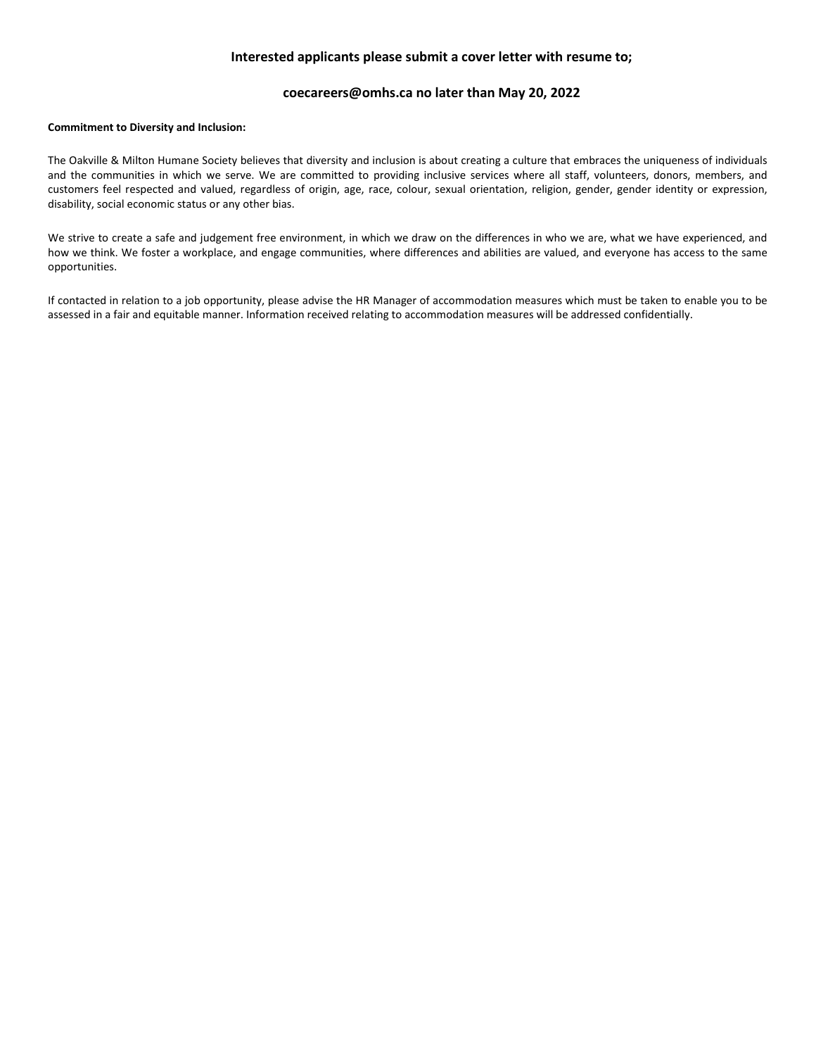**Interested applicants please submit a cover letter with resume to;**

**coecareers@omhs.ca no later than May 20, 2022**

**Commitment to Diversity and Inclusion:**

The Oakville & Milton Humane Society believes that diversity and inclusion is about creating a culture that embraces the uniqueness of individuals and the communities in which we serve. We are committed to providing inclusive services where all staff, volunteers, donors, members, and customers feel respected and valued, regardless of origin, age, race, colour, sexual orientation, religion, gender, gender identity or expression, disability, social economic status or any other bias.

We strive to create a safe and judgement free environment, in which we draw on the differences in who we are, what we have experienced, and how we think. We foster a workplace, and engage communities, where differences and abilities are valued, and everyone has access to the same opportunities.

If contacted in relation to a job opportunity, please advise the HR Manager of accommodation measures which must be taken to enable you to be assessed in a fair and equitable manner. Information received relating to accommodation measures will be addressed confidentially.